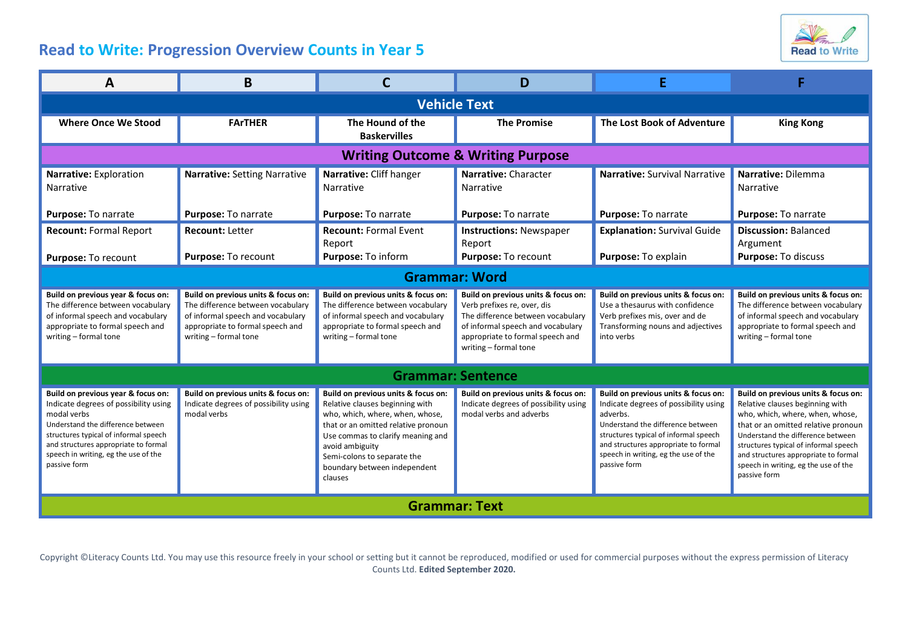# Read to Write: Progression Overview Counts in Year 5

| A | B | C | D | E | F |
|---|---|---|---|---|---|
| **Vehicle Text** | | | | | |
| **Where Once We Stood** | **FArTHER** | **The Hound of the Baskervilles** | **The Promise** | **The Lost Book of Adventure** | **King Kong** |
| **Writing Outcome & Writing Purpose** | | | | | |
| **Narrative:** Exploration Narrative<br><br>**Purpose:** To narrate | **Narrative:** Setting Narrative<br><br>**Purpose:** To narrate | **Narrative:** Cliff hanger Narrative<br><br>**Purpose:** To narrate | **Narrative:** Character Narrative<br><br>**Purpose:** To narrate | **Narrative:** Survival Narrative<br><br>**Purpose:** To narrate | **Narrative:** Dilemma Narrative<br><br>**Purpose:** To narrate |
| **Recount:** Formal Report<br><br>**Purpose:** To recount | **Recount:** Letter<br><br>**Purpose:** To recount | **Recount:** Formal Event Report<br>**Purpose:** To inform | **Instructions:** Newspaper Report<br>**Purpose:** To recount | **Explanation:** Survival Guide<br><br>**Purpose:** To explain | **Discussion:** Balanced Argument<br>**Purpose:** To discuss |
| **Grammar: Word** | | | | | |
| **Build on previous year & focus on:**<br>The difference between vocabulary of informal speech and vocabulary appropriate to formal speech and writing – formal tone | **Build on previous units & focus on:**<br>The difference between vocabulary of informal speech and vocabulary appropriate to formal speech and writing – formal tone | **Build on previous units & focus on:**<br>The difference between vocabulary of informal speech and vocabulary appropriate to formal speech and writing – formal tone | **Build on previous units & focus on:**<br>Verb prefixes re, over, dis<br>The difference between vocabulary of informal speech and vocabulary appropriate to formal speech and writing – formal tone | **Build on previous units & focus on:**<br>Use a thesaurus with confidence<br>Verb prefixes mis, over and de<br>Transforming nouns and adjectives into verbs | **Build on previous units & focus on:**<br>The difference between vocabulary of informal speech and vocabulary appropriate to formal speech and writing – formal tone |
| **Grammar: Sentence** | | | | | |
| **Build on previous year & focus on:**<br>Indicate degrees of possibility using modal verbs<br>Understand the difference between structures typical of informal speech and structures appropriate to formal speech in writing, eg the use of the passive form | **Build on previous units & focus on:**<br>Indicate degrees of possibility using modal verbs | **Build on previous units & focus on:**<br>Relative clauses beginning with who, which, where, when, whose, that or an omitted relative pronoun<br>Use commas to clarify meaning and avoid ambiguity<br>Semi-colons to separate the boundary between independent clauses | **Build on previous units & focus on:**<br>Indicate degrees of possibility using modal verbs and adverbs | **Build on previous units & focus on:**<br>Indicate degrees of possibility using adverbs.<br>Understand the difference between structures typical of informal speech and structures appropriate to formal speech in writing, eg the use of the passive form | **Build on previous units & focus on:**<br>Relative clauses beginning with who, which, where, when, whose, that or an omitted relative pronoun<br>Understand the difference between structures typical of informal speech and structures appropriate to formal speech in writing, eg the use of the passive form |
| **Grammar: Text** | | | | | |

Copyright ©Literacy Counts Ltd. You may use this resource freely in your school or setting but it cannot be reproduced, modified or used for commercial purposes without the express permission of Literacy Counts Ltd. **Edited September 2020.**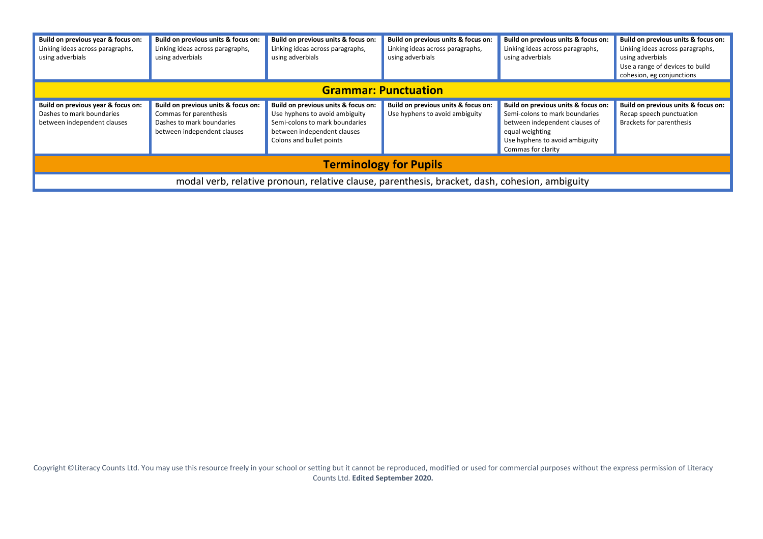| | | | | | |
|---|---|---|---|---|---|
| **Build on previous year & focus on:** Linking ideas across paragraphs, using adverbials | **Build on previous units & focus on:** Linking ideas across paragraphs, using adverbials | **Build on previous units & focus on:** Linking ideas across paragraphs, using adverbials | **Build on previous units & focus on:** Linking ideas across paragraphs, using adverbials | **Build on previous units & focus on:** Linking ideas across paragraphs, using adverbials | **Build on previous units & focus on:** Linking ideas across paragraphs, using adverbials<br>Use a range of devices to build cohesion, eg conjunctions |
| **Grammar: Punctuation** | | | | | |
| **Build on previous year & focus on:** Dashes to mark boundaries between independent clauses | **Build on previous units & focus on:** Commas for parenthesis<br>Dashes to mark boundaries between independent clauses | **Build on previous units & focus on:** Use hyphens to avoid ambiguity<br>Semi-colons to mark boundaries between independent clauses<br>Colons and bullet points | **Build on previous units & focus on:** Use hyphens to avoid ambiguity | **Build on previous units & focus on:** Semi-colons to mark boundaries between independent clauses of equal weighting<br>Use hyphens to avoid ambiguity<br>Commas for clarity | **Build on previous units & focus on:** Recap speech punctuation<br>Brackets for parenthesis |
| **Terminology for Pupils** | | | | | |
| modal verb, relative pronoun, relative clause, parenthesis, bracket, dash, cohesion, ambiguity | | | | | |

Copyright ©Literacy Counts Ltd. You may use this resource freely in your school or setting but it cannot be reproduced, modified or used for commercial purposes without the express permission of Literacy Counts Ltd. **Edited September 2020.**